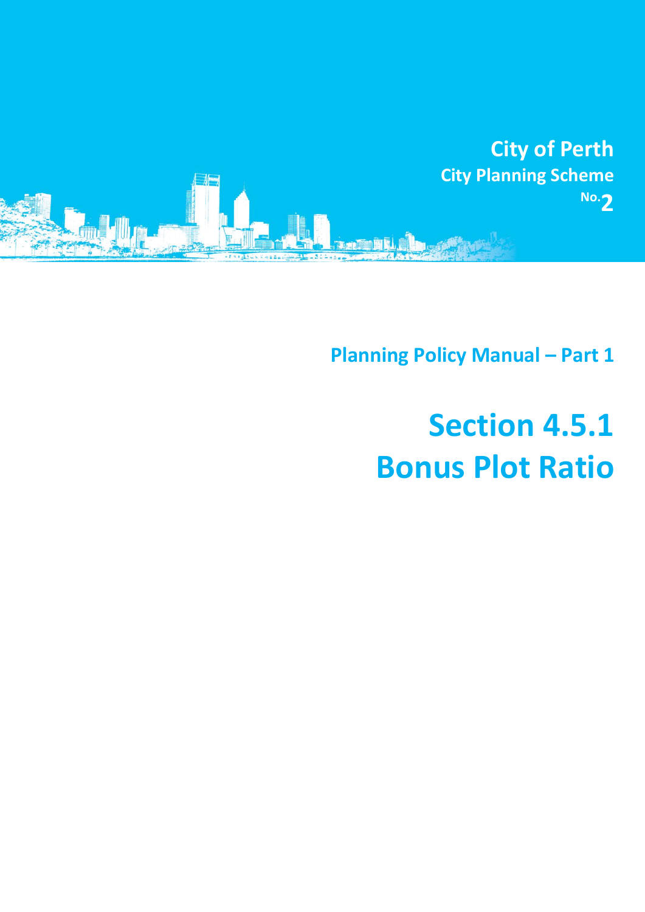City of Perth

City Planning Scheme No.2

Planning Policy Manual – Part 1

# Section 4.5.1
# Bonus Plot Ratio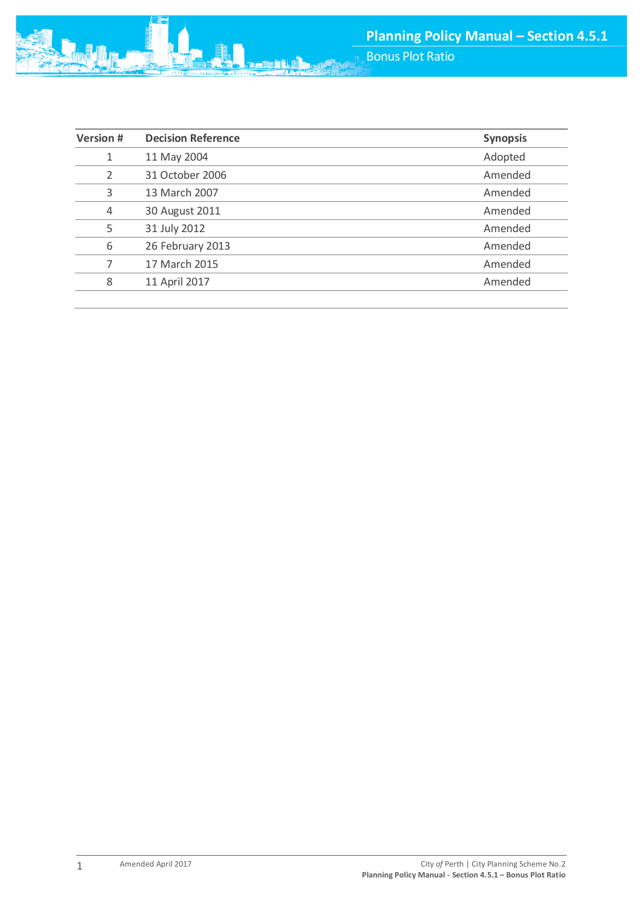| Version # | Decision Reference | Synopsis |
|---|---|---|
| 1 | 11 May 2004 | Adopted |
| 2 | 31 October 2006 | Amended |
| 3 | 13 March 2007 | Amended |
| 4 | 30 August 2011 | Amended |
| 5 | 31 July 2012 | Amended |
| 6 | 26 February 2013 | Amended |
| 7 | 17 March 2015 | Amended |
| 8 | 11 April 2017 | Amended |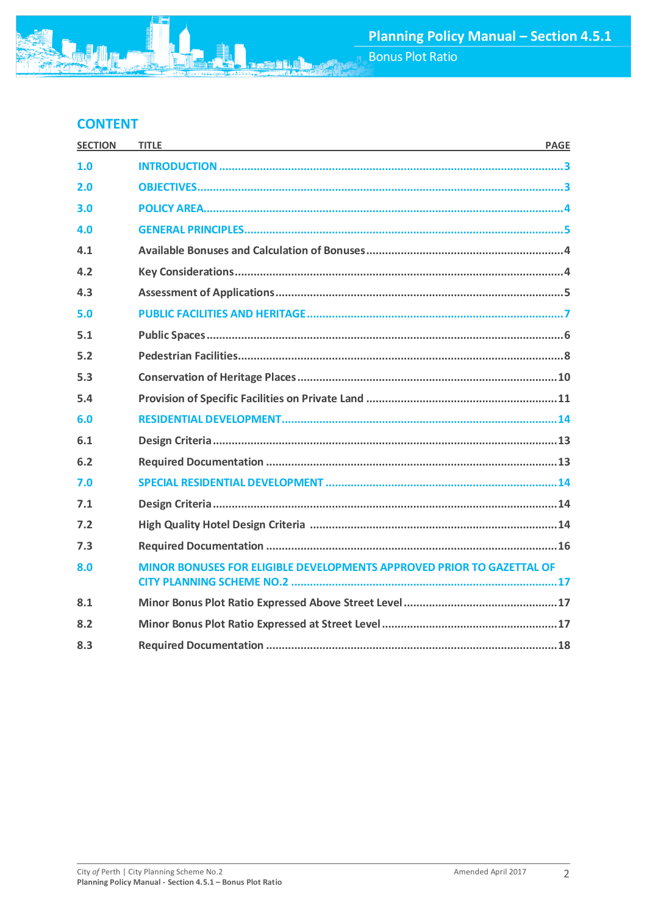## CONTENT

| SECTION | TITLE | PAGE |
|---|---|---|
| 1.0 | INTRODUCTION | 3 |
| 2.0 | OBJECTIVES | 3 |
| 3.0 | POLICY AREA | 4 |
| 4.0 | GENERAL PRINCIPLES | 5 |
| 4.1 | Available Bonuses and Calculation of Bonuses | 4 |
| 4.2 | Key Considerations | 4 |
| 4.3 | Assessment of Applications | 5 |
| 5.0 | PUBLIC FACILITIES AND HERITAGE | 7 |
| 5.1 | Public Spaces | 6 |
| 5.2 | Pedestrian Facilities | 8 |
| 5.3 | Conservation of Heritage Places | 10 |
| 5.4 | Provision of Specific Facilities on Private Land | 11 |
| 6.0 | RESIDENTIAL DEVELOPMENT | 14 |
| 6.1 | Design Criteria | 13 |
| 6.2 | Required Documentation | 13 |
| 7.0 | SPECIAL RESIDENTIAL DEVELOPMENT | 14 |
| 7.1 | Design Criteria | 14 |
| 7.2 | High Quality Hotel Design Criteria | 14 |
| 7.3 | Required Documentation | 16 |
| 8.0 | MINOR BONUSES FOR ELIGIBLE DEVELOPMENTS APPROVED PRIOR TO GAZETTAL OF CITY PLANNING SCHEME NO.2 | 17 |
| 8.1 | Minor Bonus Plot Ratio Expressed Above Street Level | 17 |
| 8.2 | Minor Bonus Plot Ratio Expressed at Street Level | 17 |
| 8.3 | Required Documentation | 18 |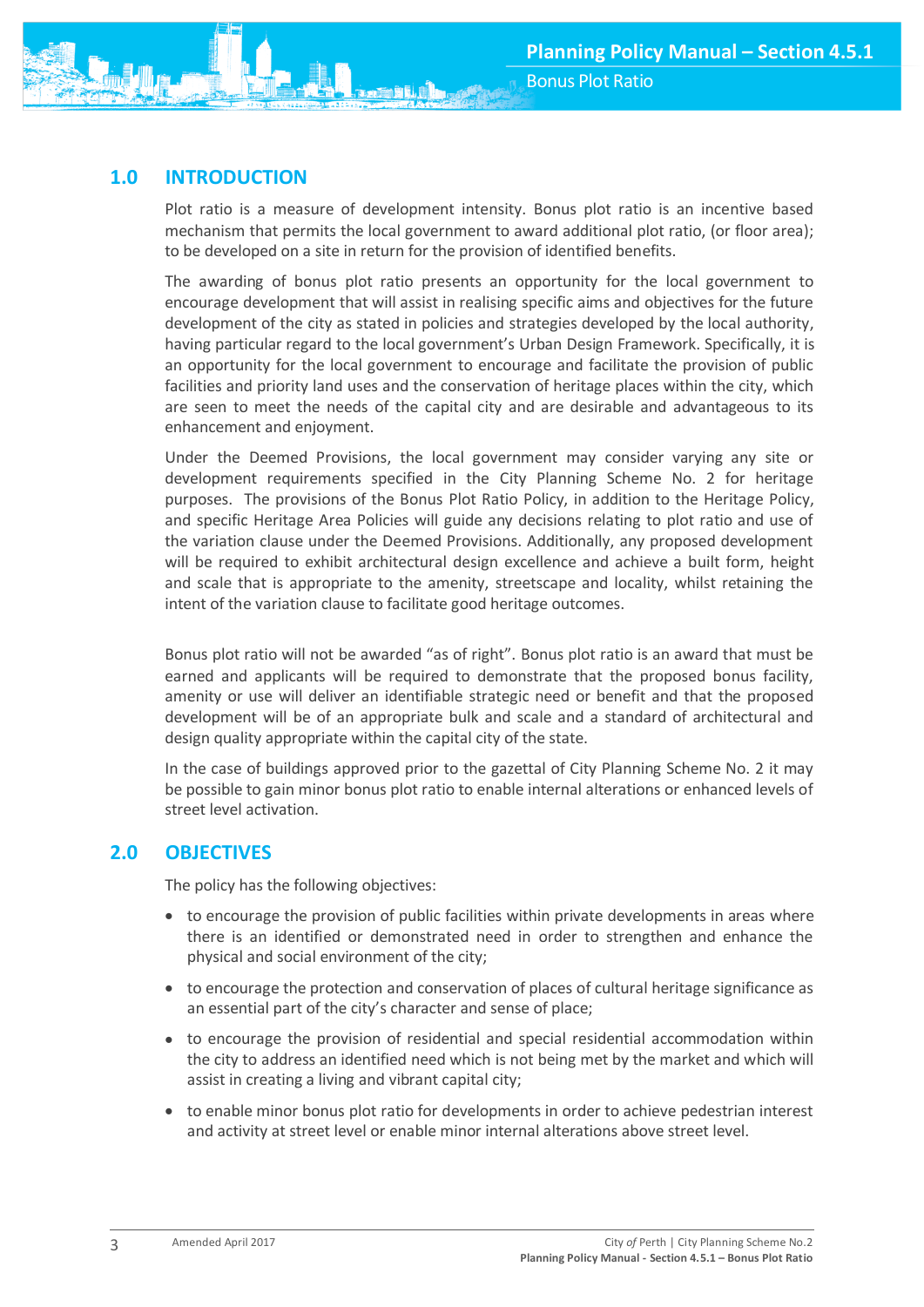## 1.0 INTRODUCTION

Plot ratio is a measure of development intensity. Bonus plot ratio is an incentive based mechanism that permits the local government to award additional plot ratio, (or floor area); to be developed on a site in return for the provision of identified benefits.

The awarding of bonus plot ratio presents an opportunity for the local government to encourage development that will assist in realising specific aims and objectives for the future development of the city as stated in policies and strategies developed by the local authority, having particular regard to the local government's Urban Design Framework. Specifically, it is an opportunity for the local government to encourage and facilitate the provision of public facilities and priority land uses and the conservation of heritage places within the city, which are seen to meet the needs of the capital city and are desirable and advantageous to its enhancement and enjoyment.

Under the Deemed Provisions, the local government may consider varying any site or development requirements specified in the City Planning Scheme No. 2 for heritage purposes. The provisions of the Bonus Plot Ratio Policy, in addition to the Heritage Policy, and specific Heritage Area Policies will guide any decisions relating to plot ratio and use of the variation clause under the Deemed Provisions. Additionally, any proposed development will be required to exhibit architectural design excellence and achieve a built form, height and scale that is appropriate to the amenity, streetscape and locality, whilst retaining the intent of the variation clause to facilitate good heritage outcomes.

Bonus plot ratio will not be awarded "as of right". Bonus plot ratio is an award that must be earned and applicants will be required to demonstrate that the proposed bonus facility, amenity or use will deliver an identifiable strategic need or benefit and that the proposed development will be of an appropriate bulk and scale and a standard of architectural and design quality appropriate within the capital city of the state.

In the case of buildings approved prior to the gazettal of City Planning Scheme No. 2 it may be possible to gain minor bonus plot ratio to enable internal alterations or enhanced levels of street level activation.

## 2.0 OBJECTIVES

The policy has the following objectives:

- to encourage the provision of public facilities within private developments in areas where there is an identified or demonstrated need in order to strengthen and enhance the physical and social environment of the city;
- to encourage the protection and conservation of places of cultural heritage significance as an essential part of the city's character and sense of place;
- to encourage the provision of residential and special residential accommodation within the city to address an identified need which is not being met by the market and which will assist in creating a living and vibrant capital city;
- to enable minor bonus plot ratio for developments in order to achieve pedestrian interest and activity at street level or enable minor internal alterations above street level.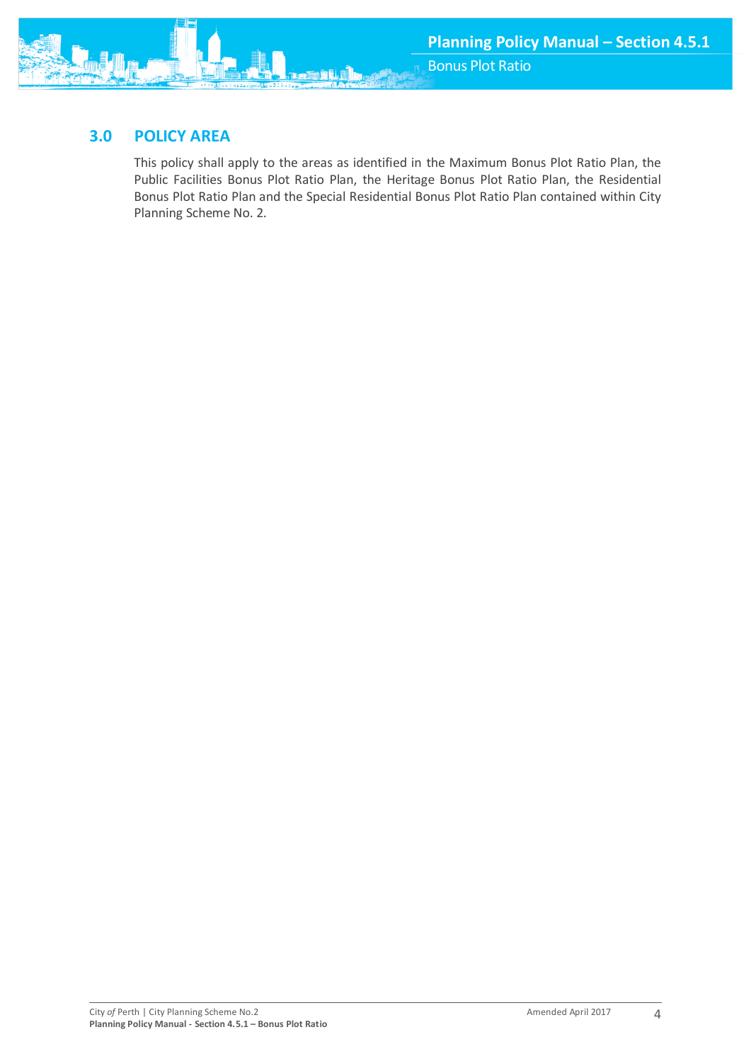## 3.0 POLICY AREA

This policy shall apply to the areas as identified in the Maximum Bonus Plot Ratio Plan, the Public Facilities Bonus Plot Ratio Plan, the Heritage Bonus Plot Ratio Plan, the Residential Bonus Plot Ratio Plan and the Special Residential Bonus Plot Ratio Plan contained within City Planning Scheme No. 2.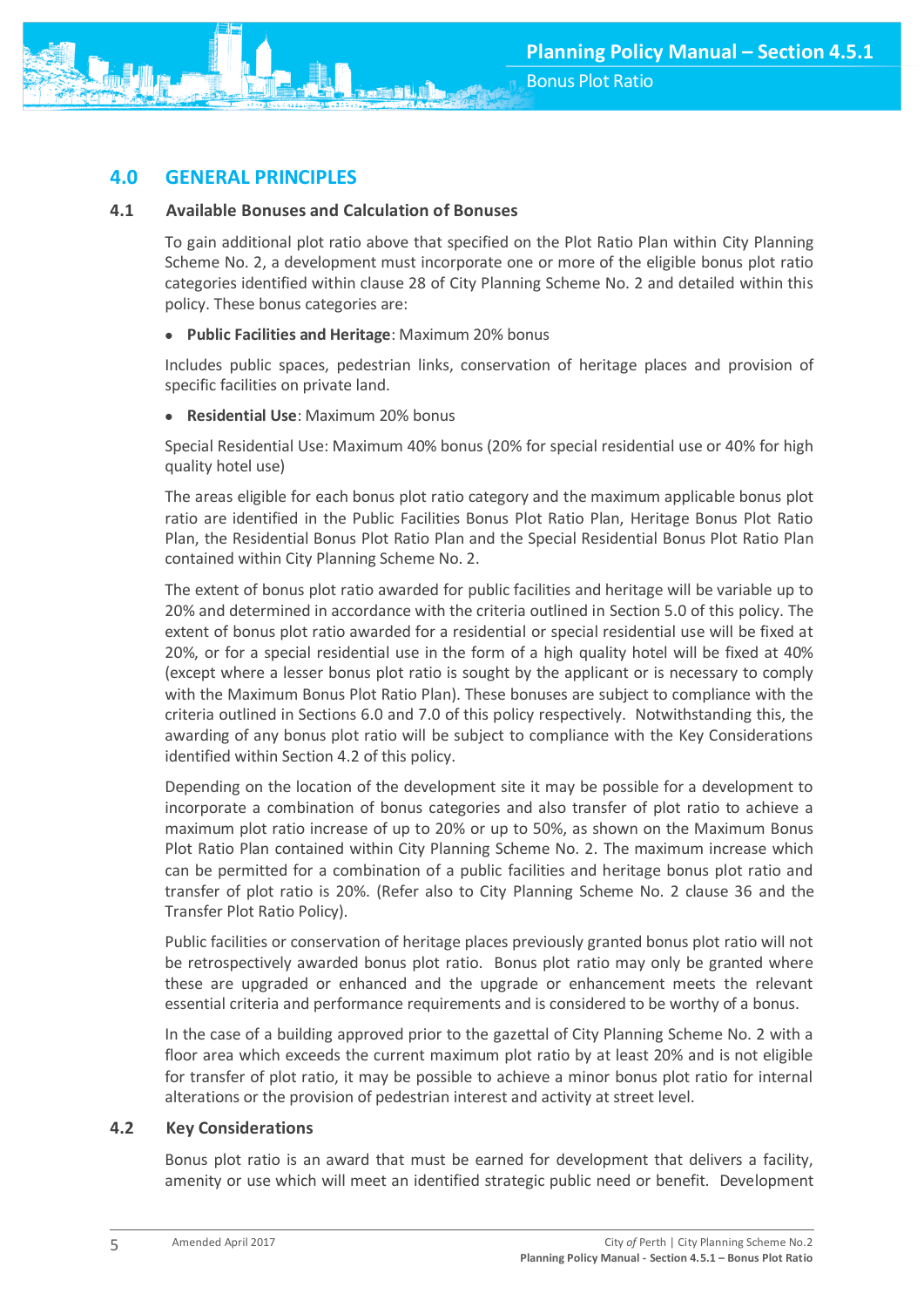# 4.0 GENERAL PRINCIPLES

## 4.1 Available Bonuses and Calculation of Bonuses

To gain additional plot ratio above that specified on the Plot Ratio Plan within City Planning Scheme No. 2, a development must incorporate one or more of the eligible bonus plot ratio categories identified within clause 28 of City Planning Scheme No. 2 and detailed within this policy. These bonus categories are:

- **Public Facilities and Heritage**: Maximum 20% bonus

Includes public spaces, pedestrian links, conservation of heritage places and provision of specific facilities on private land.

- **Residential Use**: Maximum 20% bonus

Special Residential Use: Maximum 40% bonus (20% for special residential use or 40% for high quality hotel use)

The areas eligible for each bonus plot ratio category and the maximum applicable bonus plot ratio are identified in the Public Facilities Bonus Plot Ratio Plan, Heritage Bonus Plot Ratio Plan, the Residential Bonus Plot Ratio Plan and the Special Residential Bonus Plot Ratio Plan contained within City Planning Scheme No. 2.

The extent of bonus plot ratio awarded for public facilities and heritage will be variable up to 20% and determined in accordance with the criteria outlined in Section 5.0 of this policy. The extent of bonus plot ratio awarded for a residential or special residential use will be fixed at 20%, or for a special residential use in the form of a high quality hotel will be fixed at 40% (except where a lesser bonus plot ratio is sought by the applicant or is necessary to comply with the Maximum Bonus Plot Ratio Plan). These bonuses are subject to compliance with the criteria outlined in Sections 6.0 and 7.0 of this policy respectively. Notwithstanding this, the awarding of any bonus plot ratio will be subject to compliance with the Key Considerations identified within Section 4.2 of this policy.

Depending on the location of the development site it may be possible for a development to incorporate a combination of bonus categories and also transfer of plot ratio to achieve a maximum plot ratio increase of up to 20% or up to 50%, as shown on the Maximum Bonus Plot Ratio Plan contained within City Planning Scheme No. 2. The maximum increase which can be permitted for a combination of a public facilities and heritage bonus plot ratio and transfer of plot ratio is 20%. (Refer also to City Planning Scheme No. 2 clause 36 and the Transfer Plot Ratio Policy).

Public facilities or conservation of heritage places previously granted bonus plot ratio will not be retrospectively awarded bonus plot ratio. Bonus plot ratio may only be granted where these are upgraded or enhanced and the upgrade or enhancement meets the relevant essential criteria and performance requirements and is considered to be worthy of a bonus.

In the case of a building approved prior to the gazettal of City Planning Scheme No. 2 with a floor area which exceeds the current maximum plot ratio by at least 20% and is not eligible for transfer of plot ratio, it may be possible to achieve a minor bonus plot ratio for internal alterations or the provision of pedestrian interest and activity at street level.

## 4.2 Key Considerations

Bonus plot ratio is an award that must be earned for development that delivers a facility, amenity or use which will meet an identified strategic public need or benefit. Development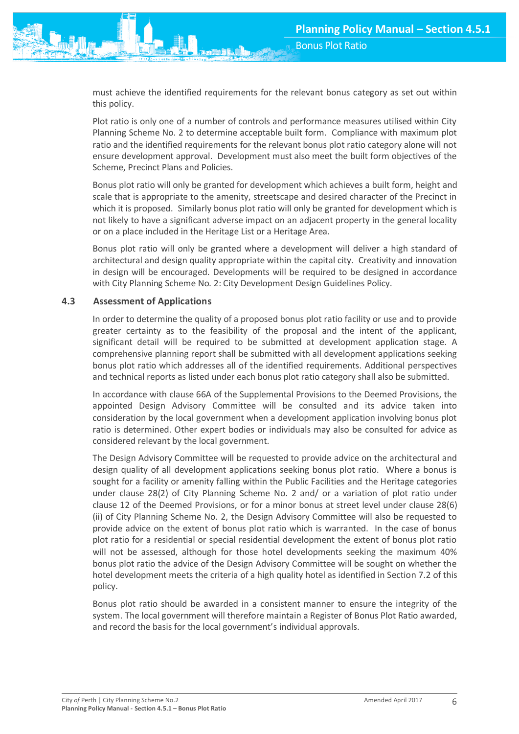must achieve the identified requirements for the relevant bonus category as set out within this policy.

Plot ratio is only one of a number of controls and performance measures utilised within City Planning Scheme No. 2 to determine acceptable built form. Compliance with maximum plot ratio and the identified requirements for the relevant bonus plot ratio category alone will not ensure development approval. Development must also meet the built form objectives of the Scheme, Precinct Plans and Policies.

Bonus plot ratio will only be granted for development which achieves a built form, height and scale that is appropriate to the amenity, streetscape and desired character of the Precinct in which it is proposed. Similarly bonus plot ratio will only be granted for development which is not likely to have a significant adverse impact on an adjacent property in the general locality or on a place included in the Heritage List or a Heritage Area.

Bonus plot ratio will only be granted where a development will deliver a high standard of architectural and design quality appropriate within the capital city. Creativity and innovation in design will be encouraged. Developments will be required to be designed in accordance with City Planning Scheme No. 2: City Development Design Guidelines Policy.

### 4.3 Assessment of Applications

In order to determine the quality of a proposed bonus plot ratio facility or use and to provide greater certainty as to the feasibility of the proposal and the intent of the applicant, significant detail will be required to be submitted at development application stage. A comprehensive planning report shall be submitted with all development applications seeking bonus plot ratio which addresses all of the identified requirements. Additional perspectives and technical reports as listed under each bonus plot ratio category shall also be submitted.

In accordance with clause 66A of the Supplemental Provisions to the Deemed Provisions, the appointed Design Advisory Committee will be consulted and its advice taken into consideration by the local government when a development application involving bonus plot ratio is determined. Other expert bodies or individuals may also be consulted for advice as considered relevant by the local government.

The Design Advisory Committee will be requested to provide advice on the architectural and design quality of all development applications seeking bonus plot ratio. Where a bonus is sought for a facility or amenity falling within the Public Facilities and the Heritage categories under clause 28(2) of City Planning Scheme No. 2 and/ or a variation of plot ratio under clause 12 of the Deemed Provisions, or for a minor bonus at street level under clause 28(6)(ii) of City Planning Scheme No. 2, the Design Advisory Committee will also be requested to provide advice on the extent of bonus plot ratio which is warranted. In the case of bonus plot ratio for a residential or special residential development the extent of bonus plot ratio will not be assessed, although for those hotel developments seeking the maximum 40% bonus plot ratio the advice of the Design Advisory Committee will be sought on whether the hotel development meets the criteria of a high quality hotel as identified in Section 7.2 of this policy.

Bonus plot ratio should be awarded in a consistent manner to ensure the integrity of the system. The local government will therefore maintain a Register of Bonus Plot Ratio awarded, and record the basis for the local government's individual approvals.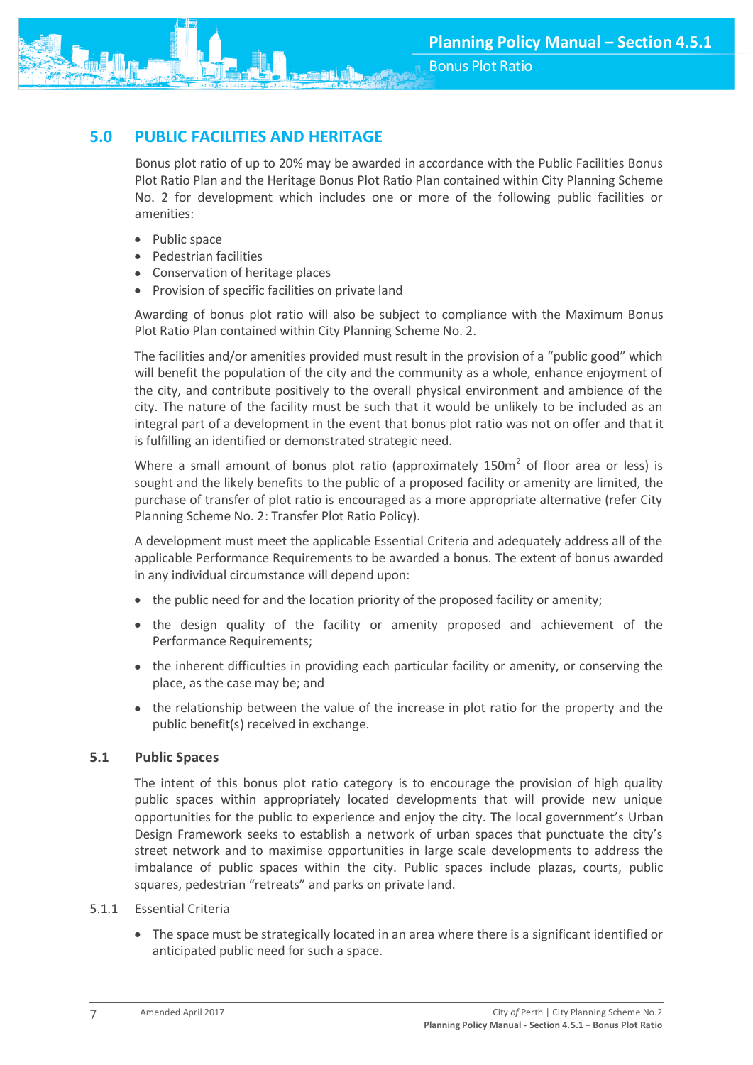## 5.0 PUBLIC FACILITIES AND HERITAGE

Bonus plot ratio of up to 20% may be awarded in accordance with the Public Facilities Bonus Plot Ratio Plan and the Heritage Bonus Plot Ratio Plan contained within City Planning Scheme No. 2 for development which includes one or more of the following public facilities or amenities:

- Public space
- Pedestrian facilities
- Conservation of heritage places
- Provision of specific facilities on private land

Awarding of bonus plot ratio will also be subject to compliance with the Maximum Bonus Plot Ratio Plan contained within City Planning Scheme No. 2.

The facilities and/or amenities provided must result in the provision of a "public good" which will benefit the population of the city and the community as a whole, enhance enjoyment of the city, and contribute positively to the overall physical environment and ambience of the city. The nature of the facility must be such that it would be unlikely to be included as an integral part of a development in the event that bonus plot ratio was not on offer and that it is fulfilling an identified or demonstrated strategic need.

Where a small amount of bonus plot ratio (approximately $150m^2$ of floor area or less) is sought and the likely benefits to the public of a proposed facility or amenity are limited, the purchase of transfer of plot ratio is encouraged as a more appropriate alternative (refer City Planning Scheme No. 2: Transfer Plot Ratio Policy).

A development must meet the applicable Essential Criteria and adequately address all of the applicable Performance Requirements to be awarded a bonus. The extent of bonus awarded in any individual circumstance will depend upon:

- the public need for and the location priority of the proposed facility or amenity;
- the design quality of the facility or amenity proposed and achievement of the Performance Requirements;
- the inherent difficulties in providing each particular facility or amenity, or conserving the place, as the case may be; and
- the relationship between the value of the increase in plot ratio for the property and the public benefit(s) received in exchange.

### 5.1 Public Spaces

The intent of this bonus plot ratio category is to encourage the provision of high quality public spaces within appropriately located developments that will provide new unique opportunities for the public to experience and enjoy the city. The local government's Urban Design Framework seeks to establish a network of urban spaces that punctuate the city's street network and to maximise opportunities in large scale developments to address the imbalance of public spaces within the city. Public spaces include plazas, courts, public squares, pedestrian "retreats" and parks on private land.

#### 5.1.1 Essential Criteria

- The space must be strategically located in an area where there is a significant identified or anticipated public need for such a space.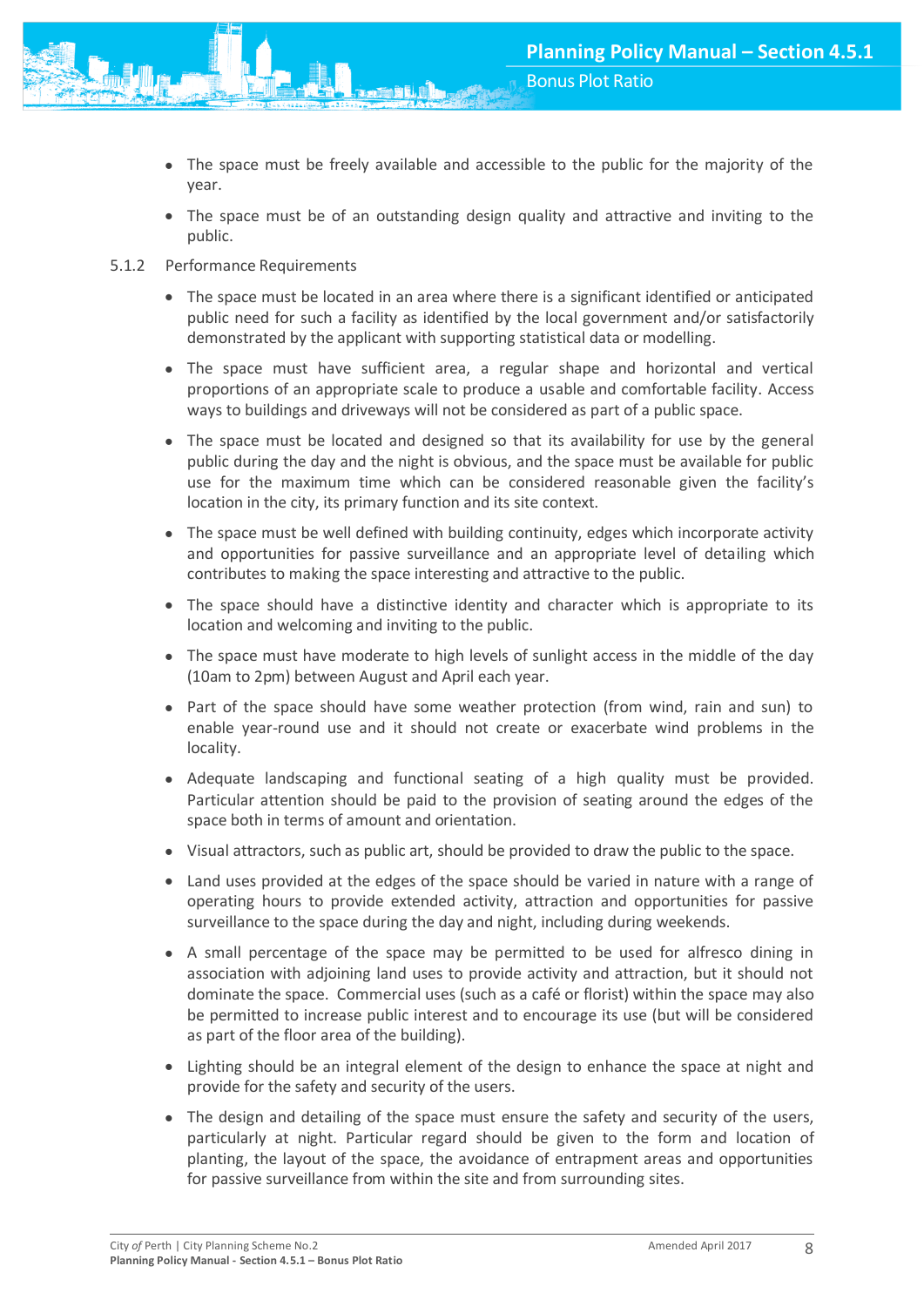- The space must be freely available and accessible to the public for the majority of the year.
- The space must be of an outstanding design quality and attractive and inviting to the public.

5.1.2 Performance Requirements

- The space must be located in an area where there is a significant identified or anticipated public need for such a facility as identified by the local government and/or satisfactorily demonstrated by the applicant with supporting statistical data or modelling.
- The space must have sufficient area, a regular shape and horizontal and vertical proportions of an appropriate scale to produce a usable and comfortable facility. Access ways to buildings and driveways will not be considered as part of a public space.
- The space must be located and designed so that its availability for use by the general public during the day and the night is obvious, and the space must be available for public use for the maximum time which can be considered reasonable given the facility's location in the city, its primary function and its site context.
- The space must be well defined with building continuity, edges which incorporate activity and opportunities for passive surveillance and an appropriate level of detailing which contributes to making the space interesting and attractive to the public.
- The space should have a distinctive identity and character which is appropriate to its location and welcoming and inviting to the public.
- The space must have moderate to high levels of sunlight access in the middle of the day (10am to 2pm) between August and April each year.
- Part of the space should have some weather protection (from wind, rain and sun) to enable year-round use and it should not create or exacerbate wind problems in the locality.
- Adequate landscaping and functional seating of a high quality must be provided. Particular attention should be paid to the provision of seating around the edges of the space both in terms of amount and orientation.
- Visual attractors, such as public art, should be provided to draw the public to the space.
- Land uses provided at the edges of the space should be varied in nature with a range of operating hours to provide extended activity, attraction and opportunities for passive surveillance to the space during the day and night, including during weekends.
- A small percentage of the space may be permitted to be used for alfresco dining in association with adjoining land uses to provide activity and attraction, but it should not dominate the space. Commercial uses (such as a café or florist) within the space may also be permitted to increase public interest and to encourage its use (but will be considered as part of the floor area of the building).
- Lighting should be an integral element of the design to enhance the space at night and provide for the safety and security of the users.
- The design and detailing of the space must ensure the safety and security of the users, particularly at night. Particular regard should be given to the form and location of planting, the layout of the space, the avoidance of entrapment areas and opportunities for passive surveillance from within the site and from surrounding sites.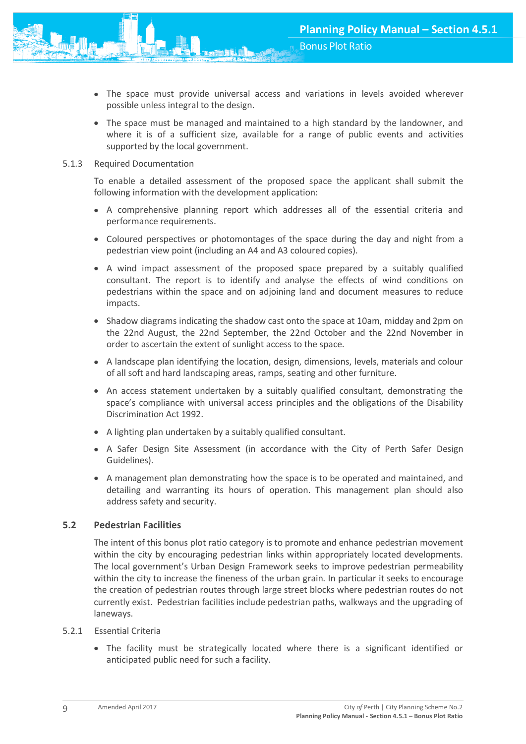- The space must provide universal access and variations in levels avoided wherever possible unless integral to the design.
- The space must be managed and maintained to a high standard by the landowner, and where it is of a sufficient size, available for a range of public events and activities supported by the local government.

5.1.3 Required Documentation

To enable a detailed assessment of the proposed space the applicant shall submit the following information with the development application:

- A comprehensive planning report which addresses all of the essential criteria and performance requirements.
- Coloured perspectives or photomontages of the space during the day and night from a pedestrian view point (including an A4 and A3 coloured copies).
- A wind impact assessment of the proposed space prepared by a suitably qualified consultant. The report is to identify and analyse the effects of wind conditions on pedestrians within the space and on adjoining land and document measures to reduce impacts.
- Shadow diagrams indicating the shadow cast onto the space at 10am, midday and 2pm on the 22nd August, the 22nd September, the 22nd October and the 22nd November in order to ascertain the extent of sunlight access to the space.
- A landscape plan identifying the location, design, dimensions, levels, materials and colour of all soft and hard landscaping areas, ramps, seating and other furniture.
- An access statement undertaken by a suitably qualified consultant, demonstrating the space's compliance with universal access principles and the obligations of the Disability Discrimination Act 1992.
- A lighting plan undertaken by a suitably qualified consultant.
- A Safer Design Site Assessment (in accordance with the City of Perth Safer Design Guidelines).
- A management plan demonstrating how the space is to be operated and maintained, and detailing and warranting its hours of operation. This management plan should also address safety and security.

## 5.2 Pedestrian Facilities

The intent of this bonus plot ratio category is to promote and enhance pedestrian movement within the city by encouraging pedestrian links within appropriately located developments. The local government's Urban Design Framework seeks to improve pedestrian permeability within the city to increase the fineness of the urban grain. In particular it seeks to encourage the creation of pedestrian routes through large street blocks where pedestrian routes do not currently exist. Pedestrian facilities include pedestrian paths, walkways and the upgrading of laneways.

5.2.1 Essential Criteria

- The facility must be strategically located where there is a significant identified or anticipated public need for such a facility.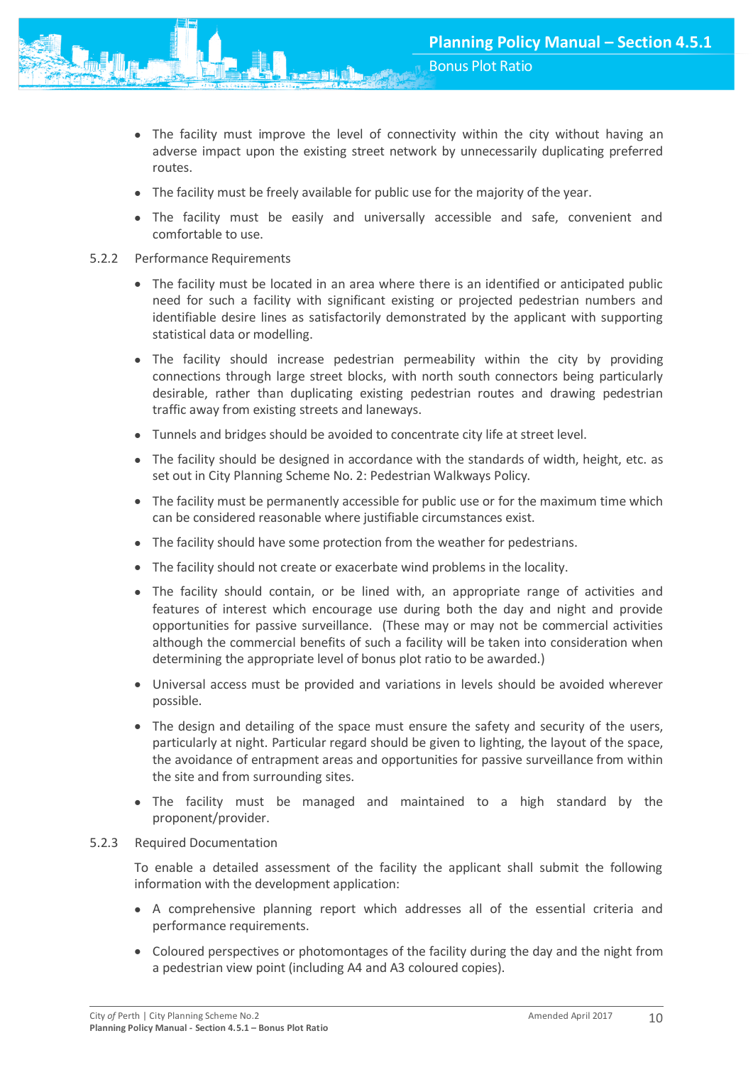- The facility must improve the level of connectivity within the city without having an adverse impact upon the existing street network by unnecessarily duplicating preferred routes.
- The facility must be freely available for public use for the majority of the year.
- The facility must be easily and universally accessible and safe, convenient and comfortable to use.

5.2.2 Performance Requirements

- The facility must be located in an area where there is an identified or anticipated public need for such a facility with significant existing or projected pedestrian numbers and identifiable desire lines as satisfactorily demonstrated by the applicant with supporting statistical data or modelling.
- The facility should increase pedestrian permeability within the city by providing connections through large street blocks, with north south connectors being particularly desirable, rather than duplicating existing pedestrian routes and drawing pedestrian traffic away from existing streets and laneways.
- Tunnels and bridges should be avoided to concentrate city life at street level.
- The facility should be designed in accordance with the standards of width, height, etc. as set out in City Planning Scheme No. 2: Pedestrian Walkways Policy.
- The facility must be permanently accessible for public use or for the maximum time which can be considered reasonable where justifiable circumstances exist.
- The facility should have some protection from the weather for pedestrians.
- The facility should not create or exacerbate wind problems in the locality.
- The facility should contain, or be lined with, an appropriate range of activities and features of interest which encourage use during both the day and night and provide opportunities for passive surveillance. (These may or may not be commercial activities although the commercial benefits of such a facility will be taken into consideration when determining the appropriate level of bonus plot ratio to be awarded.)
- Universal access must be provided and variations in levels should be avoided wherever possible.
- The design and detailing of the space must ensure the safety and security of the users, particularly at night. Particular regard should be given to lighting, the layout of the space, the avoidance of entrapment areas and opportunities for passive surveillance from within the site and from surrounding sites.
- The facility must be managed and maintained to a high standard by the proponent/provider.

5.2.3 Required Documentation

To enable a detailed assessment of the facility the applicant shall submit the following information with the development application:

- A comprehensive planning report which addresses all of the essential criteria and performance requirements.
- Coloured perspectives or photomontages of the facility during the day and the night from a pedestrian view point (including A4 and A3 coloured copies).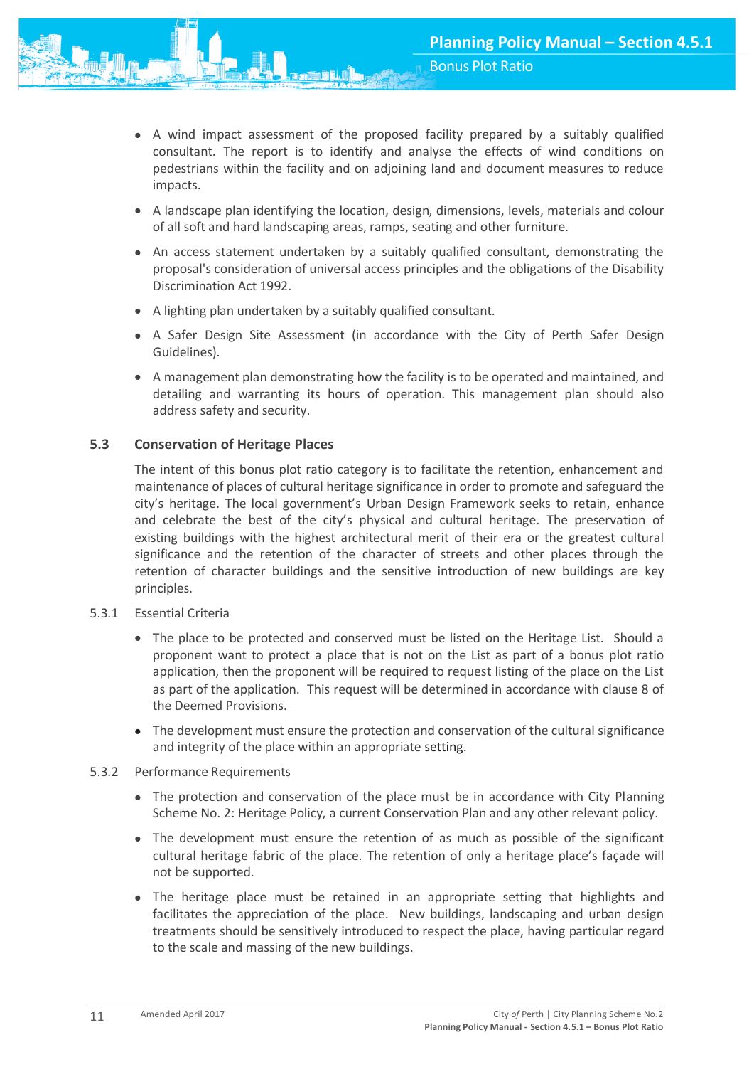- A wind impact assessment of the proposed facility prepared by a suitably qualified consultant. The report is to identify and analyse the effects of wind conditions on pedestrians within the facility and on adjoining land and document measures to reduce impacts.
- A landscape plan identifying the location, design, dimensions, levels, materials and colour of all soft and hard landscaping areas, ramps, seating and other furniture.
- An access statement undertaken by a suitably qualified consultant, demonstrating the proposal's consideration of universal access principles and the obligations of the Disability Discrimination Act 1992.
- A lighting plan undertaken by a suitably qualified consultant.
- A Safer Design Site Assessment (in accordance with the City of Perth Safer Design Guidelines).
- A management plan demonstrating how the facility is to be operated and maintained, and detailing and warranting its hours of operation. This management plan should also address safety and security.

## 5.3 Conservation of Heritage Places

The intent of this bonus plot ratio category is to facilitate the retention, enhancement and maintenance of places of cultural heritage significance in order to promote and safeguard the city's heritage. The local government's Urban Design Framework seeks to retain, enhance and celebrate the best of the city's physical and cultural heritage. The preservation of existing buildings with the highest architectural merit of their era or the greatest cultural significance and the retention of the character of streets and other places through the retention of character buildings and the sensitive introduction of new buildings are key principles.

### 5.3.1 Essential Criteria

- The place to be protected and conserved must be listed on the Heritage List. Should a proponent want to protect a place that is not on the List as part of a bonus plot ratio application, then the proponent will be required to request listing of the place on the List as part of the application. This request will be determined in accordance with clause 8 of the Deemed Provisions.
- The development must ensure the protection and conservation of the cultural significance and integrity of the place within an appropriate setting.

### 5.3.2 Performance Requirements

- The protection and conservation of the place must be in accordance with City Planning Scheme No. 2: Heritage Policy, a current Conservation Plan and any other relevant policy.
- The development must ensure the retention of as much as possible of the significant cultural heritage fabric of the place. The retention of only a heritage place's façade will not be supported.
- The heritage place must be retained in an appropriate setting that highlights and facilitates the appreciation of the place. New buildings, landscaping and urban design treatments should be sensitively introduced to respect the place, having particular regard to the scale and massing of the new buildings.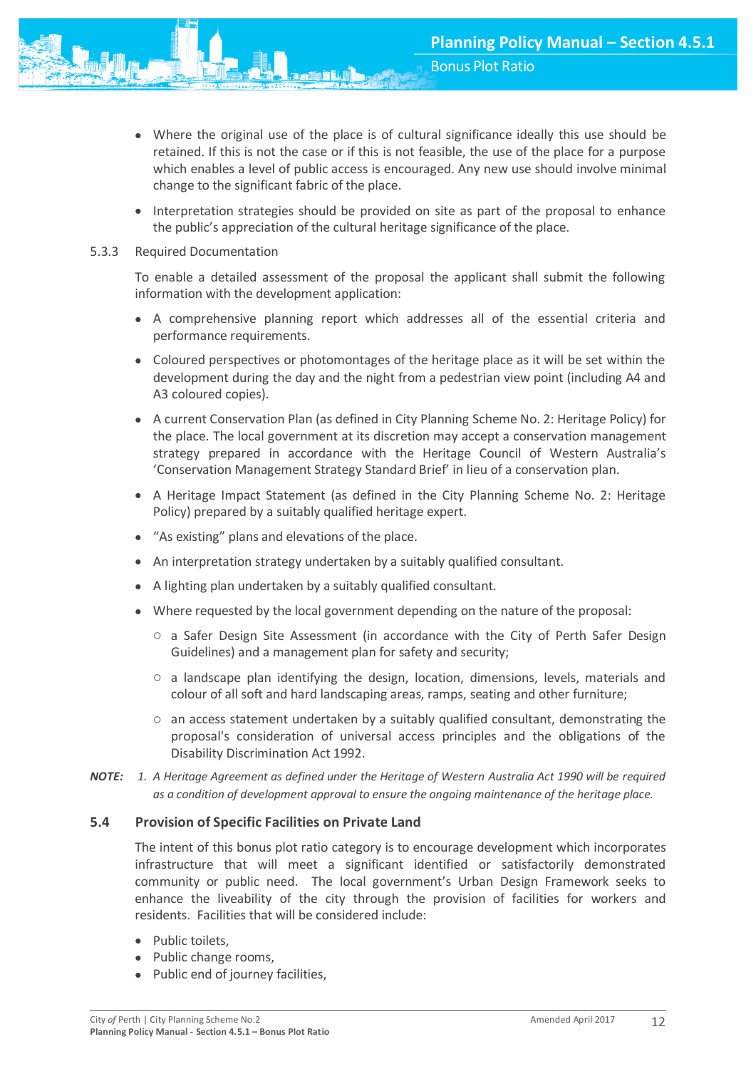- Where the original use of the place is of cultural significance ideally this use should be retained. If this is not the case or if this is not feasible, the use of the place for a purpose which enables a level of public access is encouraged. Any new use should involve minimal change to the significant fabric of the place.
- Interpretation strategies should be provided on site as part of the proposal to enhance the public's appreciation of the cultural heritage significance of the place.

5.3.3 Required Documentation

To enable a detailed assessment of the proposal the applicant shall submit the following information with the development application:

- A comprehensive planning report which addresses all of the essential criteria and performance requirements.
- Coloured perspectives or photomontages of the heritage place as it will be set within the development during the day and the night from a pedestrian view point (including A4 and A3 coloured copies).
- A current Conservation Plan (as defined in City Planning Scheme No. 2: Heritage Policy) for the place. The local government at its discretion may accept a conservation management strategy prepared in accordance with the Heritage Council of Western Australia's 'Conservation Management Strategy Standard Brief' in lieu of a conservation plan.
- A Heritage Impact Statement (as defined in the City Planning Scheme No. 2: Heritage Policy) prepared by a suitably qualified heritage expert.
- "As existing" plans and elevations of the place.
- An interpretation strategy undertaken by a suitably qualified consultant.
- A lighting plan undertaken by a suitably qualified consultant.
- Where requested by the local government depending on the nature of the proposal:
  - a Safer Design Site Assessment (in accordance with the City of Perth Safer Design Guidelines) and a management plan for safety and security;
  - a landscape plan identifying the design, location, dimensions, levels, materials and colour of all soft and hard landscaping areas, ramps, seating and other furniture;
  - an access statement undertaken by a suitably qualified consultant, demonstrating the proposal's consideration of universal access principles and the obligations of the Disability Discrimination Act 1992.

***NOTE:*** *1. A Heritage Agreement as defined under the Heritage of Western Australia Act 1990 will be required as a condition of development approval to ensure the ongoing maintenance of the heritage place.*

## 5.4 Provision of Specific Facilities on Private Land

The intent of this bonus plot ratio category is to encourage development which incorporates infrastructure that will meet a significant identified or satisfactorily demonstrated community or public need. The local government's Urban Design Framework seeks to enhance the liveability of the city through the provision of facilities for workers and residents. Facilities that will be considered include:

- Public toilets,
- Public change rooms,
- Public end of journey facilities,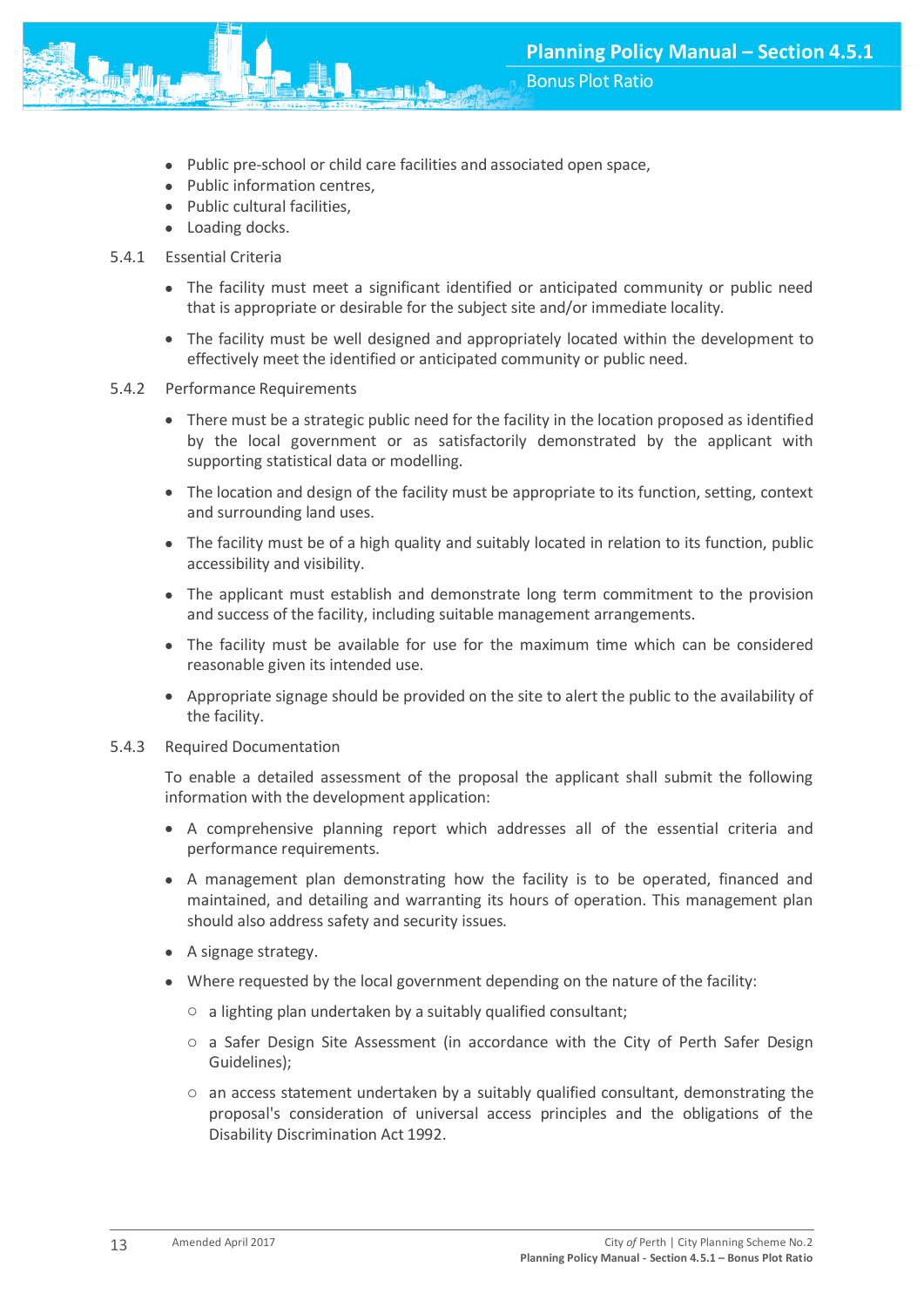- Public pre-school or child care facilities and associated open space,
- Public information centres,
- Public cultural facilities,
- Loading docks.

5.4.1 Essential Criteria

- The facility must meet a significant identified or anticipated community or public need that is appropriate or desirable for the subject site and/or immediate locality.
- The facility must be well designed and appropriately located within the development to effectively meet the identified or anticipated community or public need.

5.4.2 Performance Requirements

- There must be a strategic public need for the facility in the location proposed as identified by the local government or as satisfactorily demonstrated by the applicant with supporting statistical data or modelling.
- The location and design of the facility must be appropriate to its function, setting, context and surrounding land uses.
- The facility must be of a high quality and suitably located in relation to its function, public accessibility and visibility.
- The applicant must establish and demonstrate long term commitment to the provision and success of the facility, including suitable management arrangements.
- The facility must be available for use for the maximum time which can be considered reasonable given its intended use.
- Appropriate signage should be provided on the site to alert the public to the availability of the facility.

5.4.3 Required Documentation

To enable a detailed assessment of the proposal the applicant shall submit the following information with the development application:

- A comprehensive planning report which addresses all of the essential criteria and performance requirements.
- A management plan demonstrating how the facility is to be operated, financed and maintained, and detailing and warranting its hours of operation. This management plan should also address safety and security issues.
- A signage strategy.
- Where requested by the local government depending on the nature of the facility:
  - a lighting plan undertaken by a suitably qualified consultant;
  - a Safer Design Site Assessment (in accordance with the City of Perth Safer Design Guidelines);
  - an access statement undertaken by a suitably qualified consultant, demonstrating the proposal's consideration of universal access principles and the obligations of the Disability Discrimination Act 1992.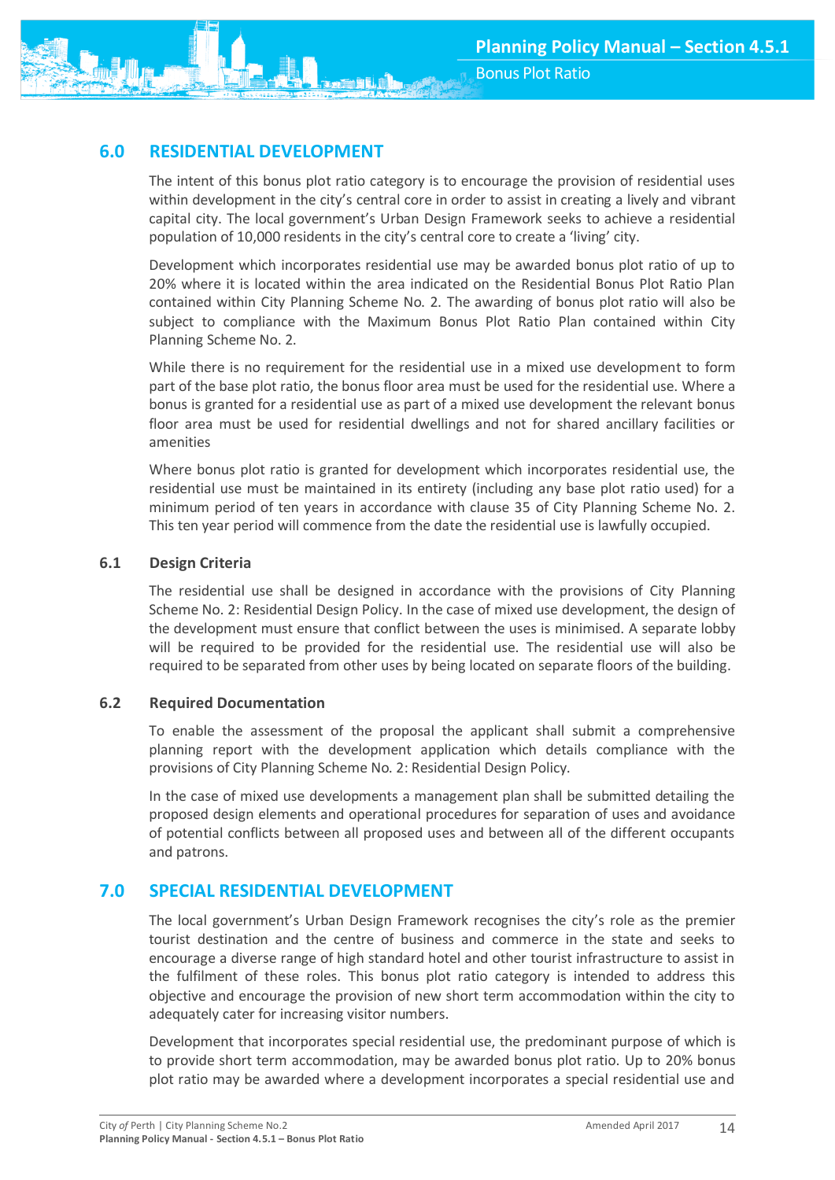## 6.0 RESIDENTIAL DEVELOPMENT

The intent of this bonus plot ratio category is to encourage the provision of residential uses within development in the city's central core in order to assist in creating a lively and vibrant capital city. The local government's Urban Design Framework seeks to achieve a residential population of 10,000 residents in the city's central core to create a 'living' city.

Development which incorporates residential use may be awarded bonus plot ratio of up to 20% where it is located within the area indicated on the Residential Bonus Plot Ratio Plan contained within City Planning Scheme No. 2. The awarding of bonus plot ratio will also be subject to compliance with the Maximum Bonus Plot Ratio Plan contained within City Planning Scheme No. 2.

While there is no requirement for the residential use in a mixed use development to form part of the base plot ratio, the bonus floor area must be used for the residential use. Where a bonus is granted for a residential use as part of a mixed use development the relevant bonus floor area must be used for residential dwellings and not for shared ancillary facilities or amenities

Where bonus plot ratio is granted for development which incorporates residential use, the residential use must be maintained in its entirety (including any base plot ratio used) for a minimum period of ten years in accordance with clause 35 of City Planning Scheme No. 2. This ten year period will commence from the date the residential use is lawfully occupied.

### 6.1 Design Criteria

The residential use shall be designed in accordance with the provisions of City Planning Scheme No. 2: Residential Design Policy. In the case of mixed use development, the design of the development must ensure that conflict between the uses is minimised. A separate lobby will be required to be provided for the residential use. The residential use will also be required to be separated from other uses by being located on separate floors of the building.

### 6.2 Required Documentation

To enable the assessment of the proposal the applicant shall submit a comprehensive planning report with the development application which details compliance with the provisions of City Planning Scheme No. 2: Residential Design Policy.

In the case of mixed use developments a management plan shall be submitted detailing the proposed design elements and operational procedures for separation of uses and avoidance of potential conflicts between all proposed uses and between all of the different occupants and patrons.

## 7.0 SPECIAL RESIDENTIAL DEVELOPMENT

The local government's Urban Design Framework recognises the city's role as the premier tourist destination and the centre of business and commerce in the state and seeks to encourage a diverse range of high standard hotel and other tourist infrastructure to assist in the fulfilment of these roles. This bonus plot ratio category is intended to address this objective and encourage the provision of new short term accommodation within the city to adequately cater for increasing visitor numbers.

Development that incorporates special residential use, the predominant purpose of which is to provide short term accommodation, may be awarded bonus plot ratio. Up to 20% bonus plot ratio may be awarded where a development incorporates a special residential use and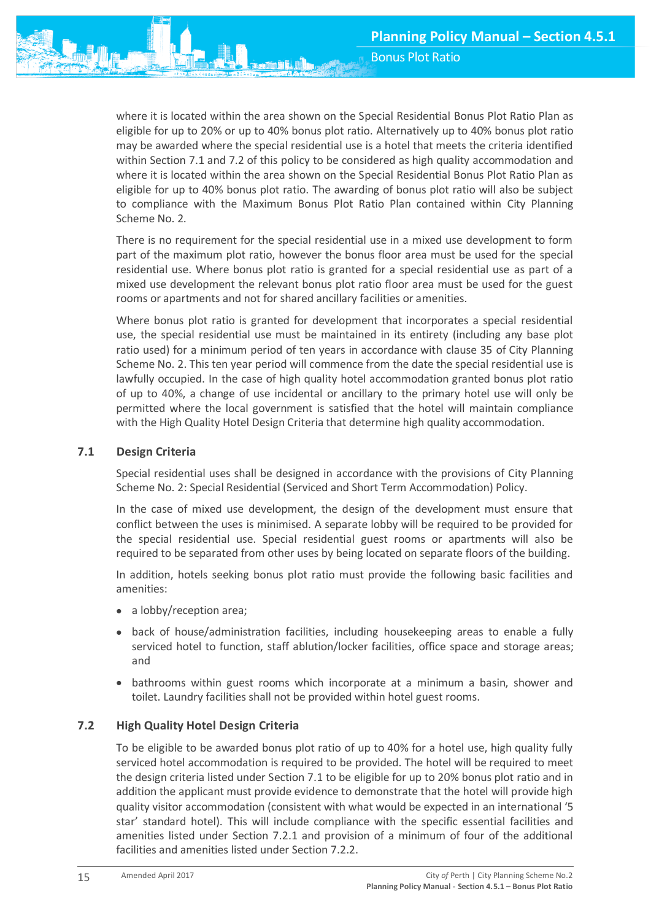where it is located within the area shown on the Special Residential Bonus Plot Ratio Plan as eligible for up to 20% or up to 40% bonus plot ratio. Alternatively up to 40% bonus plot ratio may be awarded where the special residential use is a hotel that meets the criteria identified within Section 7.1 and 7.2 of this policy to be considered as high quality accommodation and where it is located within the area shown on the Special Residential Bonus Plot Ratio Plan as eligible for up to 40% bonus plot ratio. The awarding of bonus plot ratio will also be subject to compliance with the Maximum Bonus Plot Ratio Plan contained within City Planning Scheme No. 2.

There is no requirement for the special residential use in a mixed use development to form part of the maximum plot ratio, however the bonus floor area must be used for the special residential use. Where bonus plot ratio is granted for a special residential use as part of a mixed use development the relevant bonus plot ratio floor area must be used for the guest rooms or apartments and not for shared ancillary facilities or amenities.

Where bonus plot ratio is granted for development that incorporates a special residential use, the special residential use must be maintained in its entirety (including any base plot ratio used) for a minimum period of ten years in accordance with clause 35 of City Planning Scheme No. 2. This ten year period will commence from the date the special residential use is lawfully occupied. In the case of high quality hotel accommodation granted bonus plot ratio of up to 40%, a change of use incidental or ancillary to the primary hotel use will only be permitted where the local government is satisfied that the hotel will maintain compliance with the High Quality Hotel Design Criteria that determine high quality accommodation.

## 7.1 Design Criteria

Special residential uses shall be designed in accordance with the provisions of City Planning Scheme No. 2: Special Residential (Serviced and Short Term Accommodation) Policy.

In the case of mixed use development, the design of the development must ensure that conflict between the uses is minimised. A separate lobby will be required to be provided for the special residential use. Special residential guest rooms or apartments will also be required to be separated from other uses by being located on separate floors of the building.

In addition, hotels seeking bonus plot ratio must provide the following basic facilities and amenities:

- a lobby/reception area;
- back of house/administration facilities, including housekeeping areas to enable a fully serviced hotel to function, staff ablution/locker facilities, office space and storage areas; and
- bathrooms within guest rooms which incorporate at a minimum a basin, shower and toilet. Laundry facilities shall not be provided within hotel guest rooms.

## 7.2 High Quality Hotel Design Criteria

To be eligible to be awarded bonus plot ratio of up to 40% for a hotel use, high quality fully serviced hotel accommodation is required to be provided. The hotel will be required to meet the design criteria listed under Section 7.1 to be eligible for up to 20% bonus plot ratio and in addition the applicant must provide evidence to demonstrate that the hotel will provide high quality visitor accommodation (consistent with what would be expected in an international '5 star' standard hotel). This will include compliance with the specific essential facilities and amenities listed under Section 7.2.1 and provision of a minimum of four of the additional facilities and amenities listed under Section 7.2.2.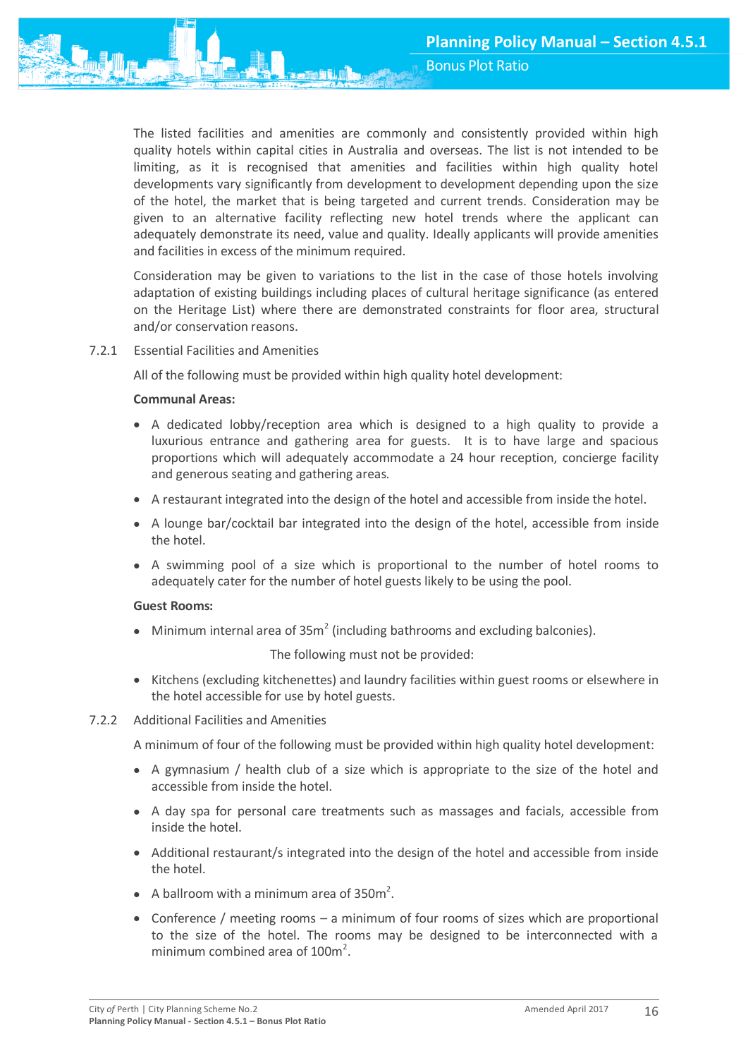The listed facilities and amenities are commonly and consistently provided within high quality hotels within capital cities in Australia and overseas. The list is not intended to be limiting, as it is recognised that amenities and facilities within high quality hotel developments vary significantly from development to development depending upon the size of the hotel, the market that is being targeted and current trends. Consideration may be given to an alternative facility reflecting new hotel trends where the applicant can adequately demonstrate its need, value and quality. Ideally applicants will provide amenities and facilities in excess of the minimum required.

Consideration may be given to variations to the list in the case of those hotels involving adaptation of existing buildings including places of cultural heritage significance (as entered on the Heritage List) where there are demonstrated constraints for floor area, structural and/or conservation reasons.

7.2.1 Essential Facilities and Amenities

All of the following must be provided within high quality hotel development:

**Communal Areas:**

- A dedicated lobby/reception area which is designed to a high quality to provide a luxurious entrance and gathering area for guests. It is to have large and spacious proportions which will adequately accommodate a 24 hour reception, concierge facility and generous seating and gathering areas.
- A restaurant integrated into the design of the hotel and accessible from inside the hotel.
- A lounge bar/cocktail bar integrated into the design of the hotel, accessible from inside the hotel.
- A swimming pool of a size which is proportional to the number of hotel rooms to adequately cater for the number of hotel guests likely to be using the pool.

**Guest Rooms:**

- Minimum internal area of 35m$^2$ (including bathrooms and excluding balconies).

The following must not be provided:

- Kitchens (excluding kitchenettes) and laundry facilities within guest rooms or elsewhere in the hotel accessible for use by hotel guests.

7.2.2 Additional Facilities and Amenities

A minimum of four of the following must be provided within high quality hotel development:

- A gymnasium / health club of a size which is appropriate to the size of the hotel and accessible from inside the hotel.
- A day spa for personal care treatments such as massages and facials, accessible from inside the hotel.
- Additional restaurant/s integrated into the design of the hotel and accessible from inside the hotel.
- A ballroom with a minimum area of 350m$^2$.
- Conference / meeting rooms – a minimum of four rooms of sizes which are proportional to the size of the hotel. The rooms may be designed to be interconnected with a minimum combined area of 100m$^2$.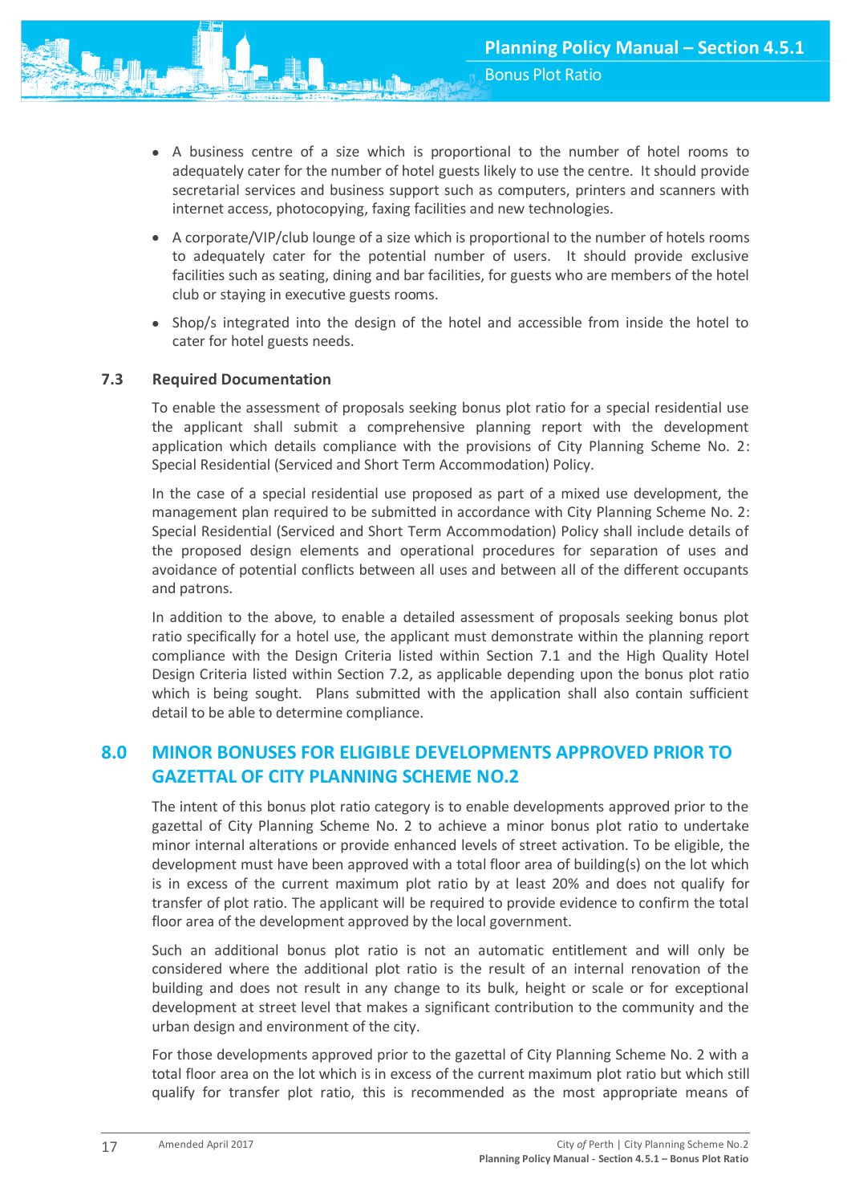- A business centre of a size which is proportional to the number of hotel rooms to adequately cater for the number of hotel guests likely to use the centre. It should provide secretarial services and business support such as computers, printers and scanners with internet access, photocopying, faxing facilities and new technologies.
- A corporate/VIP/club lounge of a size which is proportional to the number of hotels rooms to adequately cater for the potential number of users. It should provide exclusive facilities such as seating, dining and bar facilities, for guests who are members of the hotel club or staying in executive guests rooms.
- Shop/s integrated into the design of the hotel and accessible from inside the hotel to cater for hotel guests needs.

### 7.3 Required Documentation

To enable the assessment of proposals seeking bonus plot ratio for a special residential use the applicant shall submit a comprehensive planning report with the development application which details compliance with the provisions of City Planning Scheme No. 2: Special Residential (Serviced and Short Term Accommodation) Policy.

In the case of a special residential use proposed as part of a mixed use development, the management plan required to be submitted in accordance with City Planning Scheme No. 2: Special Residential (Serviced and Short Term Accommodation) Policy shall include details of the proposed design elements and operational procedures for separation of uses and avoidance of potential conflicts between all uses and between all of the different occupants and patrons.

In addition to the above, to enable a detailed assessment of proposals seeking bonus plot ratio specifically for a hotel use, the applicant must demonstrate within the planning report compliance with the Design Criteria listed within Section 7.1 and the High Quality Hotel Design Criteria listed within Section 7.2, as applicable depending upon the bonus plot ratio which is being sought. Plans submitted with the application shall also contain sufficient detail to be able to determine compliance.

## 8.0 MINOR BONUSES FOR ELIGIBLE DEVELOPMENTS APPROVED PRIOR TO GAZETTAL OF CITY PLANNING SCHEME NO.2

The intent of this bonus plot ratio category is to enable developments approved prior to the gazettal of City Planning Scheme No. 2 to achieve a minor bonus plot ratio to undertake minor internal alterations or provide enhanced levels of street activation. To be eligible, the development must have been approved with a total floor area of building(s) on the lot which is in excess of the current maximum plot ratio by at least 20% and does not qualify for transfer of plot ratio. The applicant will be required to provide evidence to confirm the total floor area of the development approved by the local government.

Such an additional bonus plot ratio is not an automatic entitlement and will only be considered where the additional plot ratio is the result of an internal renovation of the building and does not result in any change to its bulk, height or scale or for exceptional development at street level that makes a significant contribution to the community and the urban design and environment of the city.

For those developments approved prior to the gazettal of City Planning Scheme No. 2 with a total floor area on the lot which is in excess of the current maximum plot ratio but which still qualify for transfer plot ratio, this is recommended as the most appropriate means of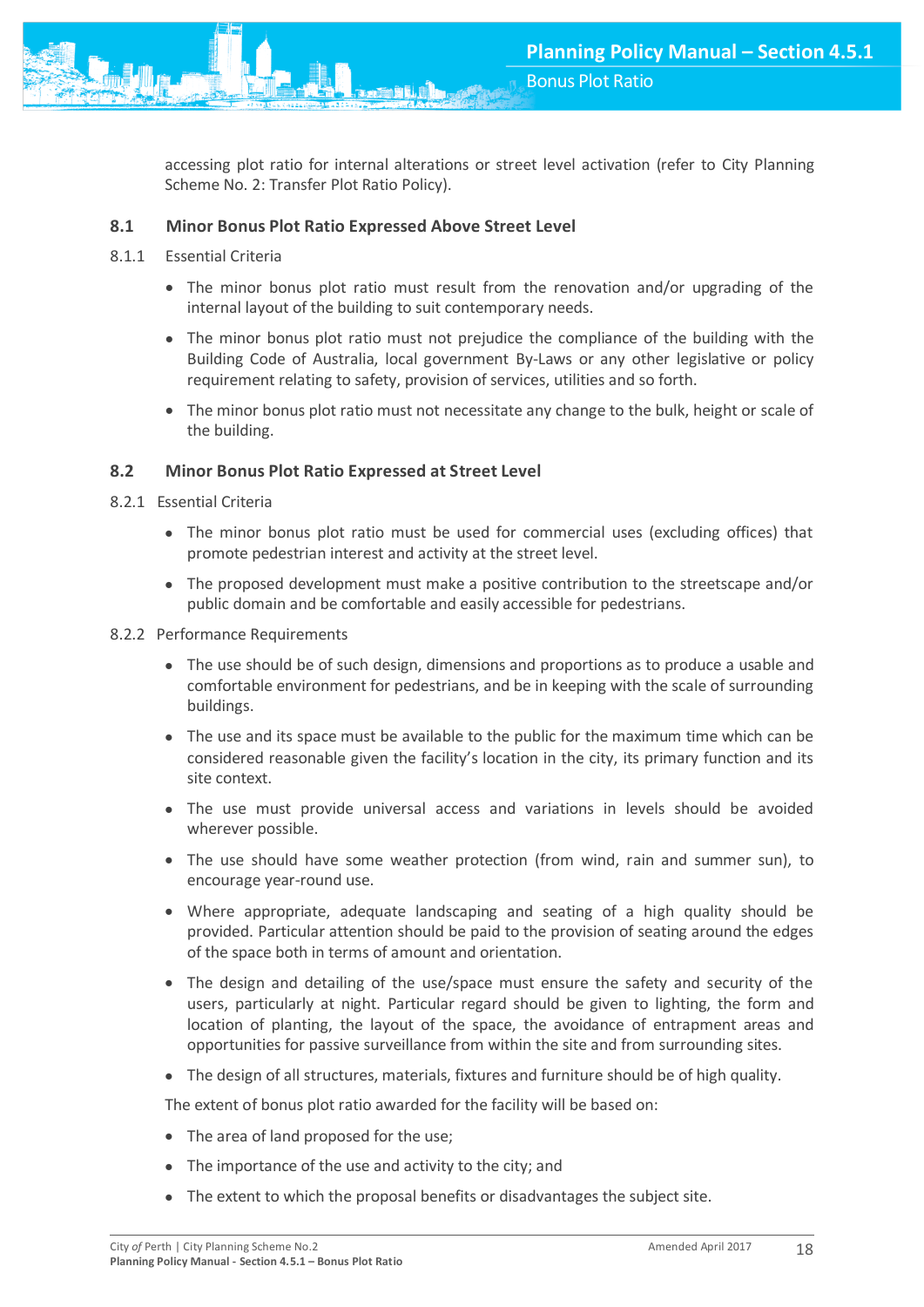accessing plot ratio for internal alterations or street level activation (refer to City Planning Scheme No. 2: Transfer Plot Ratio Policy).

### 8.1 Minor Bonus Plot Ratio Expressed Above Street Level

8.1.1 Essential Criteria

- The minor bonus plot ratio must result from the renovation and/or upgrading of the internal layout of the building to suit contemporary needs.
- The minor bonus plot ratio must not prejudice the compliance of the building with the Building Code of Australia, local government By-Laws or any other legislative or policy requirement relating to safety, provision of services, utilities and so forth.
- The minor bonus plot ratio must not necessitate any change to the bulk, height or scale of the building.

### 8.2 Minor Bonus Plot Ratio Expressed at Street Level

8.2.1 Essential Criteria

- The minor bonus plot ratio must be used for commercial uses (excluding offices) that promote pedestrian interest and activity at the street level.
- The proposed development must make a positive contribution to the streetscape and/or public domain and be comfortable and easily accessible for pedestrians.

8.2.2 Performance Requirements

- The use should be of such design, dimensions and proportions as to produce a usable and comfortable environment for pedestrians, and be in keeping with the scale of surrounding buildings.
- The use and its space must be available to the public for the maximum time which can be considered reasonable given the facility's location in the city, its primary function and its site context.
- The use must provide universal access and variations in levels should be avoided wherever possible.
- The use should have some weather protection (from wind, rain and summer sun), to encourage year-round use.
- Where appropriate, adequate landscaping and seating of a high quality should be provided. Particular attention should be paid to the provision of seating around the edges of the space both in terms of amount and orientation.
- The design and detailing of the use/space must ensure the safety and security of the users, particularly at night. Particular regard should be given to lighting, the form and location of planting, the layout of the space, the avoidance of entrapment areas and opportunities for passive surveillance from within the site and from surrounding sites.
- The design of all structures, materials, fixtures and furniture should be of high quality.

The extent of bonus plot ratio awarded for the facility will be based on:

- The area of land proposed for the use;
- The importance of the use and activity to the city; and
- The extent to which the proposal benefits or disadvantages the subject site.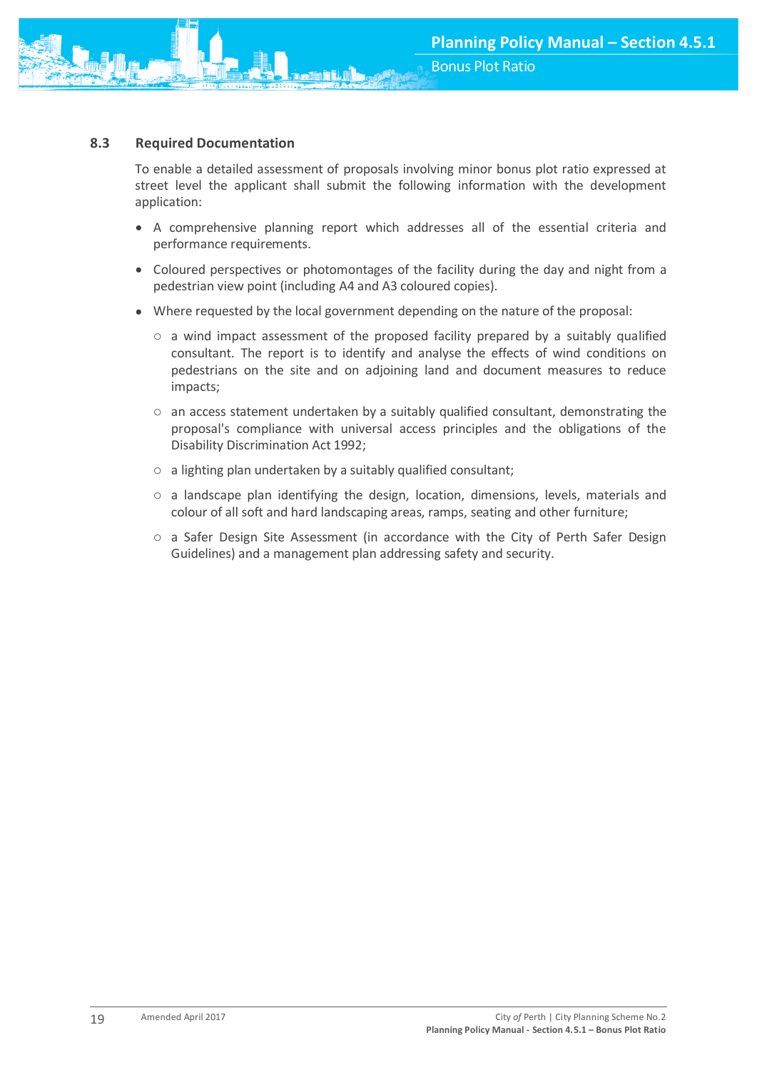## 8.3 Required Documentation

To enable a detailed assessment of proposals involving minor bonus plot ratio expressed at street level the applicant shall submit the following information with the development application:

- A comprehensive planning report which addresses all of the essential criteria and performance requirements.
- Coloured perspectives or photomontages of the facility during the day and night from a pedestrian view point (including A4 and A3 coloured copies).
- Where requested by the local government depending on the nature of the proposal:
  - a wind impact assessment of the proposed facility prepared by a suitably qualified consultant. The report is to identify and analyse the effects of wind conditions on pedestrians on the site and on adjoining land and document measures to reduce impacts;
  - an access statement undertaken by a suitably qualified consultant, demonstrating the proposal's compliance with universal access principles and the obligations of the Disability Discrimination Act 1992;
  - a lighting plan undertaken by a suitably qualified consultant;
  - a landscape plan identifying the design, location, dimensions, levels, materials and colour of all soft and hard landscaping areas, ramps, seating and other furniture;
  - a Safer Design Site Assessment (in accordance with the City of Perth Safer Design Guidelines) and a management plan addressing safety and security.